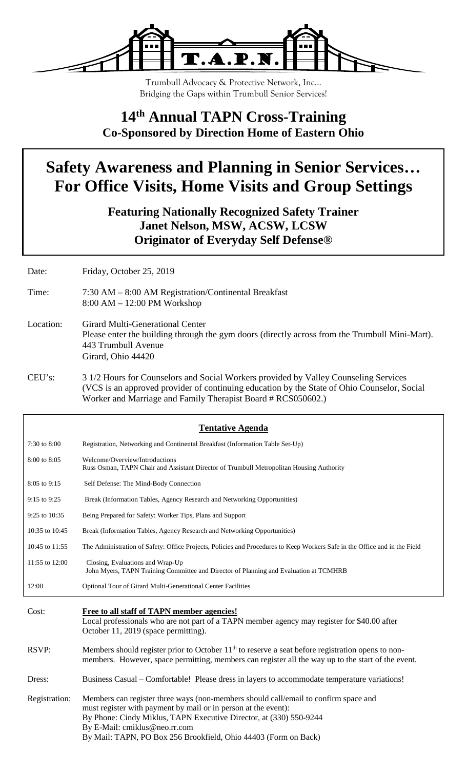T.A.P.N.

Trumbull Advocacy & Protective Network, Inc…
Bridging the Gaps within Trumbull Senior Services!

# 14th Annual TAPN Cross-Training

**Co-Sponsored by Direction Home of Eastern Ohio**

# Safety Awareness and Planning in Senior Services… For Office Visits, Home Visits and Group Settings

**Featuring Nationally Recognized Safety Trainer**
**Janet Nelson, MSW, ACSW, LCSW**
**Originator of Everyday Self Defense®**

Date: Friday, October 25, 2019

Time: 7:30 AM – 8:00 AM Registration/Continental Breakfast
8:00 AM – 12:00 PM Workshop

Location: Girard Multi-Generational Center
Please enter the building through the gym doors (directly across from the Trumbull Mini-Mart).
443 Trumbull Avenue
Girard, Ohio 44420

CEU's: 3 1/2 Hours for Counselors and Social Workers provided by Valley Counseling Services
(VCS is an approved provider of continuing education by the State of Ohio Counselor, Social Worker and Marriage and Family Therapist Board # RCS050602.)

**Tentative Agenda**

| Time | Activity |
|---|---|
| 7:30 to 8:00 | Registration, Networking and Continental Breakfast (Information Table Set-Up) |
| 8:00 to 8:05 | Welcome/Overview/Introductions<br>Russ Osman, TAPN Chair and Assistant Director of Trumbull Metropolitan Housing Authority |
| 8:05 to 9:15 | Self Defense: The Mind-Body Connection |
| 9:15 to 9:25 | Break (Information Tables, Agency Research and Networking Opportunities) |
| 9:25 to 10:35 | Being Prepared for Safety: Worker Tips, Plans and Support |
| 10:35 to 10:45 | Break (Information Tables, Agency Research and Networking Opportunities) |
| 10:45 to 11:55 | The Administration of Safety: Office Projects, Policies and Procedures to Keep Workers Safe in the Office and in the Field |
| 11:55 to 12:00 | Closing, Evaluations and Wrap-Up<br>John Myers, TAPN Training Committee and Director of Planning and Evaluation at TCMHRB |
| 12:00 | Optional Tour of Girard Multi-Generational Center Facilities |

Cost: **Free to all staff of TAPN member agencies!**
Local professionals who are not part of a TAPN member agency may register for $40.00 after October 11, 2019 (space permitting).

RSVP: Members should register prior to October 11th to reserve a seat before registration opens to non-members. However, space permitting, members can register all the way up to the start of the event.

Dress: Business Casual – Comfortable! Please dress in layers to accommodate temperature variations!

Registration: Members can register three ways (non-members should call/email to confirm space and must register with payment by mail or in person at the event):
By Phone: Cindy Miklus, TAPN Executive Director, at (330) 550-9244
By E-Mail: cmiklus@neo.rr.com
By Mail: TAPN, PO Box 256 Brookfield, Ohio 44403 (Form on Back)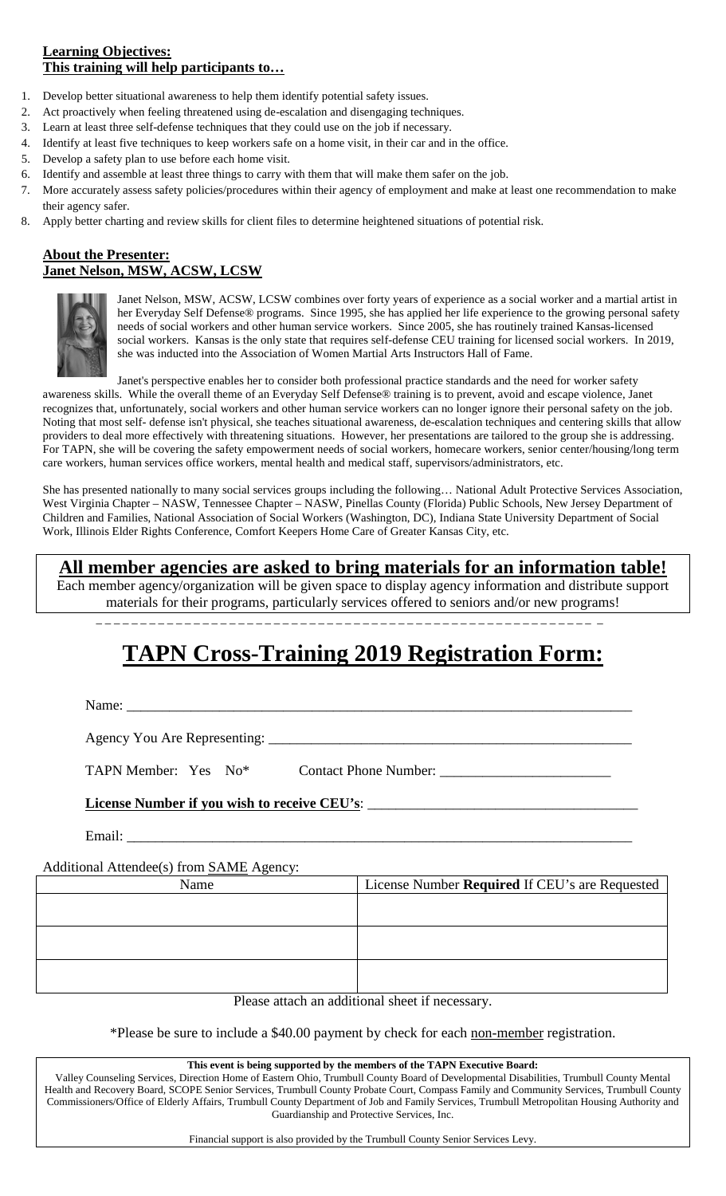**Learning Objectives:**
**This training will help participants to…**

1. Develop better situational awareness to help them identify potential safety issues.
2. Act proactively when feeling threatened using de-escalation and disengaging techniques.
3. Learn at least three self-defense techniques that they could use on the job if necessary.
4. Identify at least five techniques to keep workers safe on a home visit, in their car and in the office.
5. Develop a safety plan to use before each home visit.
6. Identify and assemble at least three things to carry with them that will make them safer on the job.
7. More accurately assess safety policies/procedures within their agency of employment and make at least one recommendation to make their agency safer.
8. Apply better charting and review skills for client files to determine heightened situations of potential risk.

**About the Presenter:**
**Janet Nelson, MSW, ACSW, LCSW**

Janet Nelson, MSW, ACSW, LCSW combines over forty years of experience as a social worker and a martial artist in her Everyday Self Defense® programs. Since 1995, she has applied her life experience to the growing personal safety needs of social workers and other human service workers. Since 2005, she has routinely trained Kansas-licensed social workers. Kansas is the only state that requires self-defense CEU training for licensed social workers. In 2019, she was inducted into the Association of Women Martial Arts Instructors Hall of Fame.

Janet's perspective enables her to consider both professional practice standards and the need for worker safety awareness skills. While the overall theme of an Everyday Self Defense® training is to prevent, avoid and escape violence, Janet recognizes that, unfortunately, social workers and other human service workers can no longer ignore their personal safety on the job. Noting that most self- defense isn't physical, she teaches situational awareness, de-escalation techniques and centering skills that allow providers to deal more effectively with threatening situations. However, her presentations are tailored to the group she is addressing. For TAPN, she will be covering the safety empowerment needs of social workers, homecare workers, senior center/housing/long term care workers, human services office workers, mental health and medical staff, supervisors/administrators, etc.

She has presented nationally to many social services groups including the following… National Adult Protective Services Association, West Virginia Chapter – NASW, Tennessee Chapter – NASW, Pinellas County (Florida) Public Schools, New Jersey Department of Children and Families, National Association of Social Workers (Washington, DC), Indiana State University Department of Social Work, Illinois Elder Rights Conference, Comfort Keepers Home Care of Greater Kansas City, etc.

## All member agencies are asked to bring materials for an information table!

Each member agency/organization will be given space to display agency information and distribute support materials for their programs, particularly services offered to seniors and/or new programs!

# TAPN Cross-Training 2019 Registration Form:

Name: ______________________________________________

Agency You Are Representing: ______________________________________________

TAPN Member: Yes No* Contact Phone Number: ______________________

**License Number if you wish to receive CEU's**: ______________________________

Email: ______________________________________________

Additional Attendee(s) from SAME Agency:

| Name | License Number **Required** If CEU's are Requested |
|---|---|
| | |
| | |
| | |

Please attach an additional sheet if necessary.

*Please be sure to include a $40.00 payment by check for each non-member registration.

**This event is being supported by the members of the TAPN Executive Board:**
Valley Counseling Services, Direction Home of Eastern Ohio, Trumbull County Board of Developmental Disabilities, Trumbull County Mental Health and Recovery Board, SCOPE Senior Services, Trumbull County Probate Court, Compass Family and Community Services, Trumbull County Commissioners/Office of Elderly Affairs, Trumbull County Department of Job and Family Services, Trumbull Metropolitan Housing Authority and Guardianship and Protective Services, Inc.

Financial support is also provided by the Trumbull County Senior Services Levy.